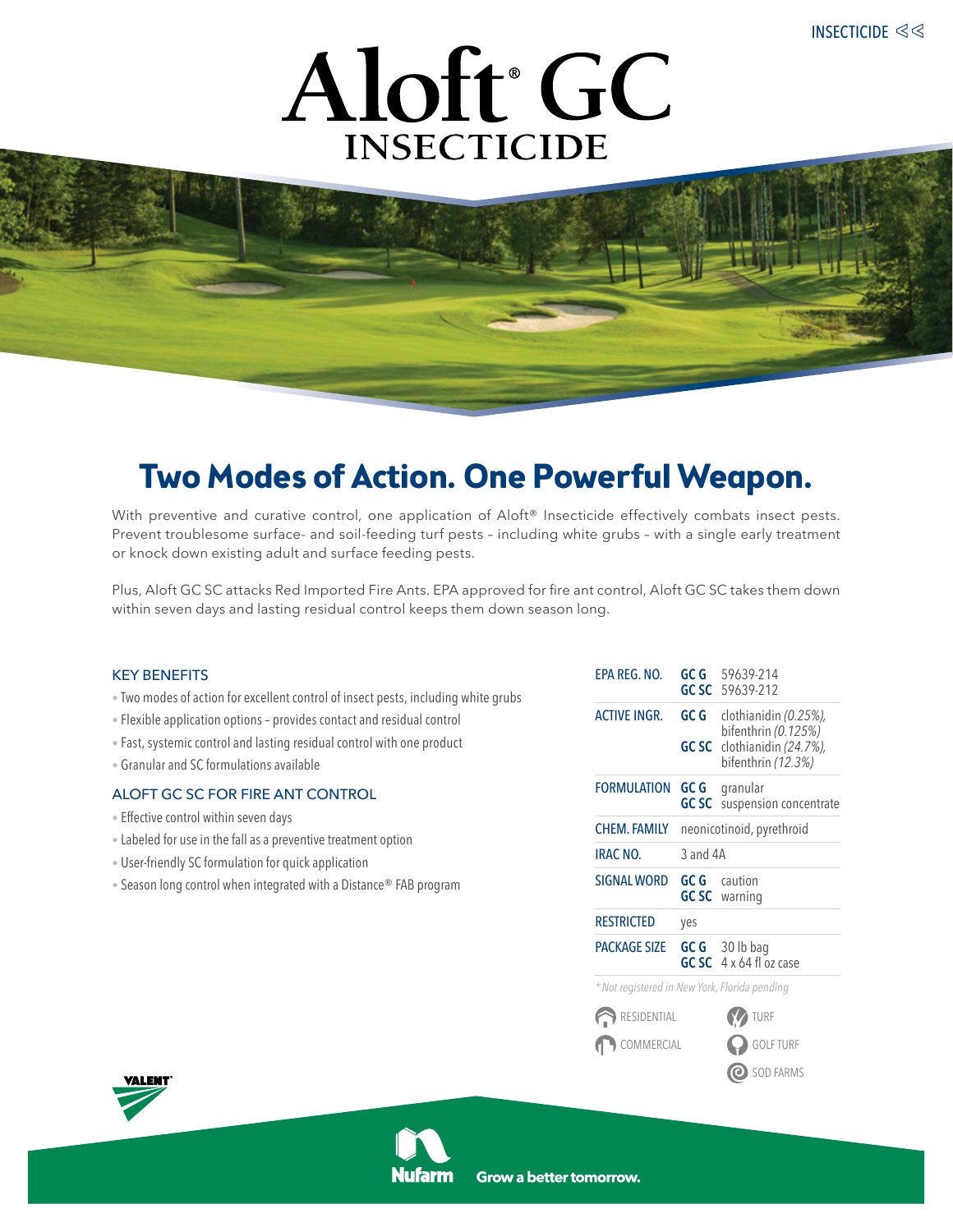INSECTICIDE

# Aloft® GC INSECTICIDE

## Two Modes of Action. One Powerful Weapon.

With preventive and curative control, one application of Aloft® Insecticide effectively combats insect pests. Prevent troublesome surface- and soil-feeding turf pests – including white grubs – with a single early treatment or knock down existing adult and surface feeding pests.

Plus, Aloft GC SC attacks Red Imported Fire Ants. EPA approved for fire ant control, Aloft GC SC takes them down within seven days and lasting residual control keeps them down season long.

### KEY BENEFITS

- Two modes of action for excellent control of insect pests, including white grubs
- Flexible application options – provides contact and residual control
- Fast, systemic control and lasting residual control with one product
- Granular and SC formulations available

### ALOFT GC SC FOR FIRE ANT CONTROL

- Effective control within seven days
- Labeled for use in the fall as a preventive treatment option
- User-friendly SC formulation for quick application
- Season long control when integrated with a Distance® FAB program

| | | |
|---|---|---|
| EPA REG. NO. | GC G | 59639-214 |
| | GC SC | 59639-212 |
| ACTIVE INGR. | GC G | clothianidin *(0.25%)*, bifenthrin *(0.125%)* |
| | GC SC | clothianidin *(24.7%)*, bifenthrin *(12.3%)* |
| FORMULATION | GC G | granular |
| | GC SC | suspension concentrate |
| CHEM. FAMILY | | neonicotinoid, pyrethroid |
| IRAC NO. | | 3 and 4A |
| SIGNAL WORD | GC G | caution |
| | GC SC | warning |
| RESTRICTED | | yes |
| PACKAGE SIZE | GC G | 30 lb bag |
| | GC SC | 4 x 64 fl oz case |

*\* Not registered in New York, Florida pending*

RESIDENTIAL | TURF | COMMERCIAL | GOLF TURF | SOD FARMS

VALENT

Nufarm Grow a better tomorrow.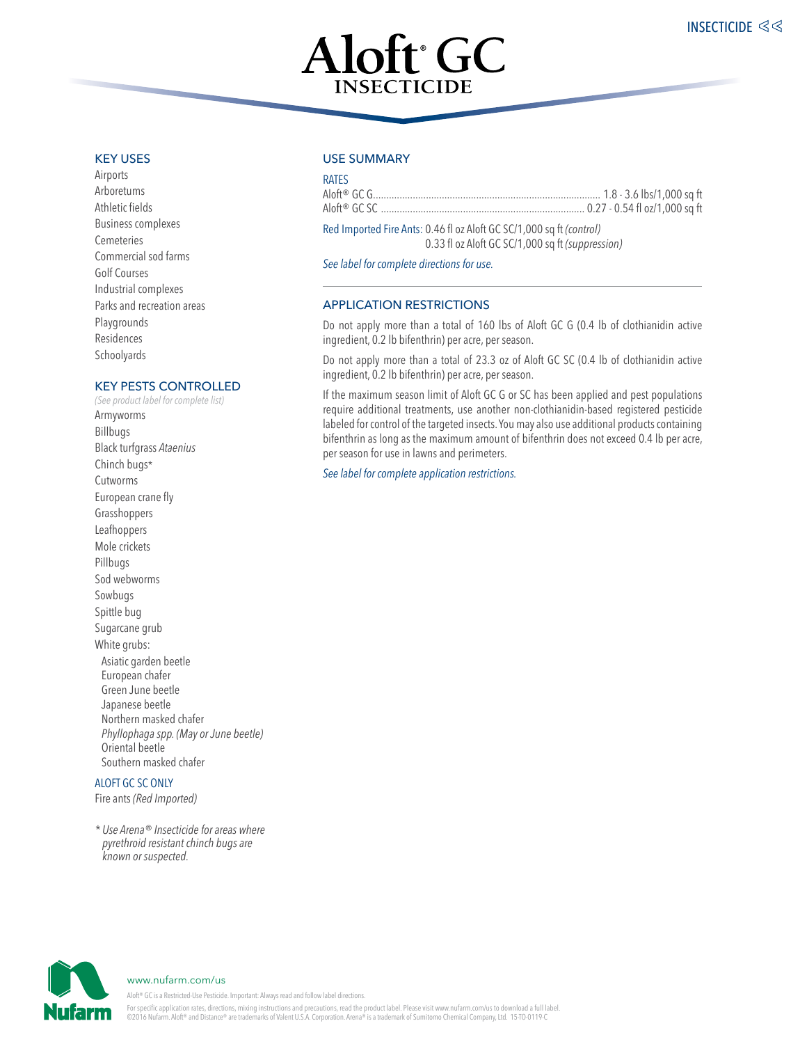INSECTICIDE ⋞⋞

# Aloft® GC INSECTICIDE

## KEY USES

Airports
Arboretums
Athletic fields
Business complexes
Cemeteries
Commercial sod farms
Golf Courses
Industrial complexes
Parks and recreation areas
Playgrounds
Residences
Schoolyards

## KEY PESTS CONTROLLED

*(See product label for complete list)*

Armyworms
Billbugs
Black turfgrass *Ataenius*
Chinch bugs*
Cutworms
European crane fly
Grasshoppers
Leafhoppers
Mole crickets
Pillbugs
Sod webworms
Sowbugs
Spittle bug
Sugarcane grub
White grubs:
- Asiatic garden beetle
- European chafer
- Green June beetle
- Japanese beetle
- Northern masked chafer
- *Phyllophaga spp. (May or June beetle)*
- Oriental beetle
- Southern masked chafer

### ALOFT GC SC ONLY

Fire ants *(Red Imported)*

\* *Use Arena® Insecticide for areas where pyrethroid resistant chinch bugs are known or suspected.*

## USE SUMMARY

### RATES

Aloft® GC G........................................ 1.8 - 3.6 lbs/1,000 sq ft
Aloft® GC SC ........................................ 0.27 - 0.54 fl oz/1,000 sq ft

Red Imported Fire Ants: 0.46 fl oz Aloft GC SC/1,000 sq ft *(control)*
0.33 fl oz Aloft GC SC/1,000 sq ft *(suppression)*

*See label for complete directions for use.*

## APPLICATION RESTRICTIONS

Do not apply more than a total of 160 lbs of Aloft GC G (0.4 lb of clothianidin active ingredient, 0.2 lb bifenthrin) per acre, per season.

Do not apply more than a total of 23.3 oz of Aloft GC SC (0.4 lb of clothianidin active ingredient, 0.2 lb bifenthrin) per acre, per season.

If the maximum season limit of Aloft GC G or SC has been applied and pest populations require additional treatments, use another non-clothianidin-based registered pesticide labeled for control of the targeted insects. You may also use additional products containing bifenthrin as long as the maximum amount of bifenthrin does not exceed 0.4 lb per acre, per season for use in lawns and perimeters.

*See label for complete application restrictions.*

Nufarm

www.nufarm.com/us

Aloft® GC is a Restricted-Use Pesticide. Important: Always read and follow label directions.

For specific application rates, directions, mixing instructions and precautions, read the product label. Please visit www.nufarm.com/us to download a full label.
©2016 Nufarm. Aloft® and Distance® are trademarks of Valent U.S.A. Corporation. Arena® is a trademark of Sumitomo Chemical Company, Ltd. 15-TO-0119-C